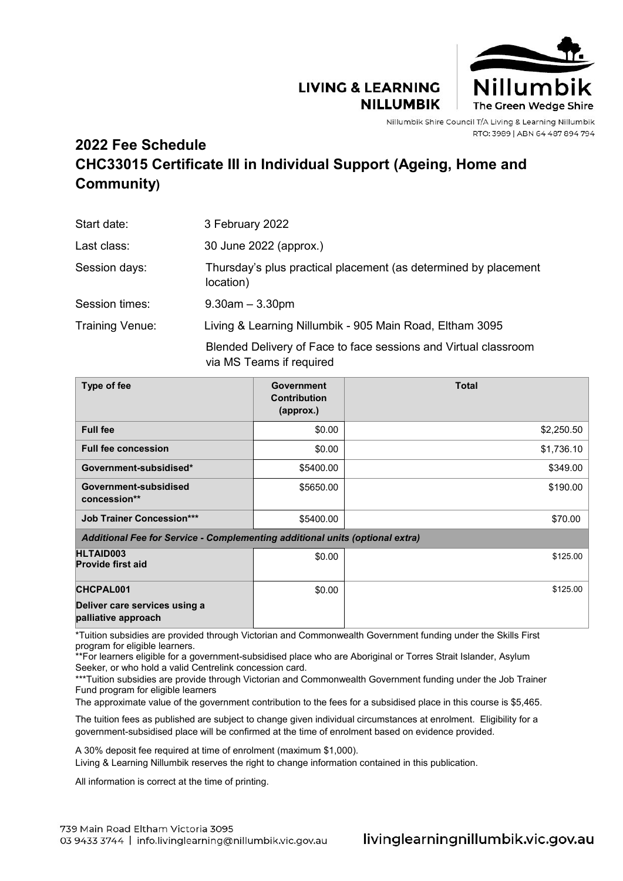LIVING & LEARNING NILLUMBIK

Nillumbik
The Green Wedge Shire

Nillumbik Shire Council T/A Living & Learning Nillumbik
RTO: 3989 | ABN 64 487 894 794

# 2022 Fee Schedule
# CHC33015 Certificate III in Individual Support (Ageing, Home and Community)

| | |
|---|---|
| Start date: | 3 February 2022 |
| Last class: | 30 June 2022 (approx.) |
| Session days: | Thursday's plus practical placement (as determined by placement location) |
| Session times: | 9.30am – 3.30pm |
| Training Venue: | Living & Learning Nillumbik - 905 Main Road, Eltham 3095 |
| | Blended Delivery of Face to face sessions and Virtual classroom via MS Teams if required |

| Type of fee | Government Contribution (approx.) | Total |
|---|---|---|
| **Full fee** | $0.00 | $2,250.50 |
| **Full fee concession** | $0.00 | $1,736.10 |
| **Government-subsidised*** | $5400.00 | $349.00 |
| **Government-subsidised concession**** | $5650.00 | $190.00 |
| **Job Trainer Concession***** | $5400.00 | $70.00 |
| ***Additional Fee for Service - Complementing additional units (optional extra)*** | | |
| **HLTAID003 Provide first aid** | $0.00 | $125.00 |
| **CHCPAL001 Deliver care services using a palliative approach** | $0.00 | $125.00 |

*Tuition subsidies are provided through Victorian and Commonwealth Government funding under the Skills First program for eligible learners.
**For learners eligible for a government-subsidised place who are Aboriginal or Torres Strait Islander, Asylum Seeker, or who hold a valid Centrelink concession card.
***Tuition subsidies are provide through Victorian and Commonwealth Government funding under the Job Trainer Fund program for eligible learners
The approximate value of the government contribution to the fees for a subsidised place in this course is $5,465.

The tuition fees as published are subject to change given individual circumstances at enrolment. Eligibility for a government-subsidised place will be confirmed at the time of enrolment based on evidence provided.

A 30% deposit fee required at time of enrolment (maximum $1,000).
Living & Learning Nillumbik reserves the right to change information contained in this publication.

All information is correct at the time of printing.

739 Main Road Eltham Victoria 3095
03 9433 3744 | info.livinglearning@nillumbik.vic.gov.au

livinglearningnillumbik.vic.gov.au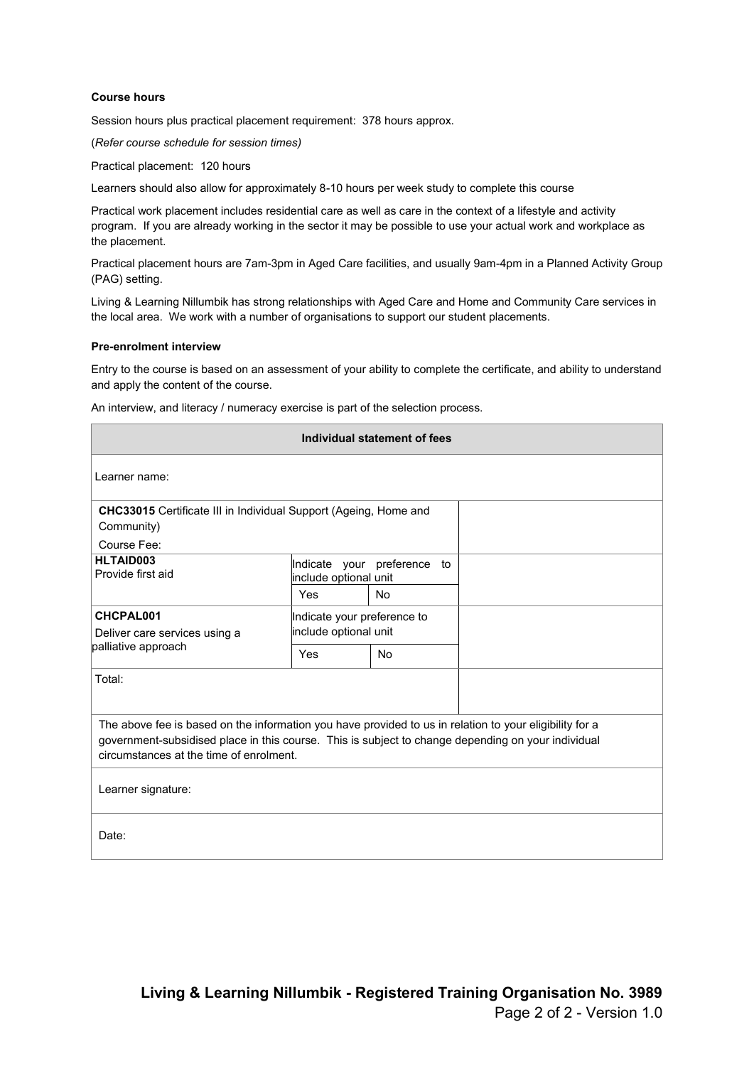**Course hours**

Session hours plus practical placement requirement: 378 hours approx.

(*Refer course schedule for session times)*

Practical placement: 120 hours

Learners should also allow for approximately 8-10 hours per week study to complete this course

Practical work placement includes residential care as well as care in the context of a lifestyle and activity program. If you are already working in the sector it may be possible to use your actual work and workplace as the placement.

Practical placement hours are 7am-3pm in Aged Care facilities, and usually 9am-4pm in a Planned Activity Group (PAG) setting.

Living & Learning Nillumbik has strong relationships with Aged Care and Home and Community Care services in the local area. We work with a number of organisations to support our student placements.

**Pre-enrolment interview**

Entry to the course is based on an assessment of your ability to complete the certificate, and ability to understand and apply the content of the course.

An interview, and literacy / numeracy exercise is part of the selection process.

| **Individual statement of fees** | | | |
|---|---|---|---|
| Learner name: | | | |
| **CHC33015** Certificate III in Individual Support (Ageing, Home and Community)<br>Course Fee: | | | |
| **HLTAID003**<br>Provide first aid | Indicate your preference to include optional unit<br>Yes | No | |
| **CHCPAL001**<br>Deliver care services using a palliative approach | Indicate your preference to include optional unit<br>Yes | No | |
| Total: | | | |
| The above fee is based on the information you have provided to us in relation to your eligibility for a government-subsidised place in this course. This is subject to change depending on your individual circumstances at the time of enrolment. | | | |
| Learner signature: | | | |
| Date: | | | |

**Living & Learning Nillumbik - Registered Training Organisation No. 3989**